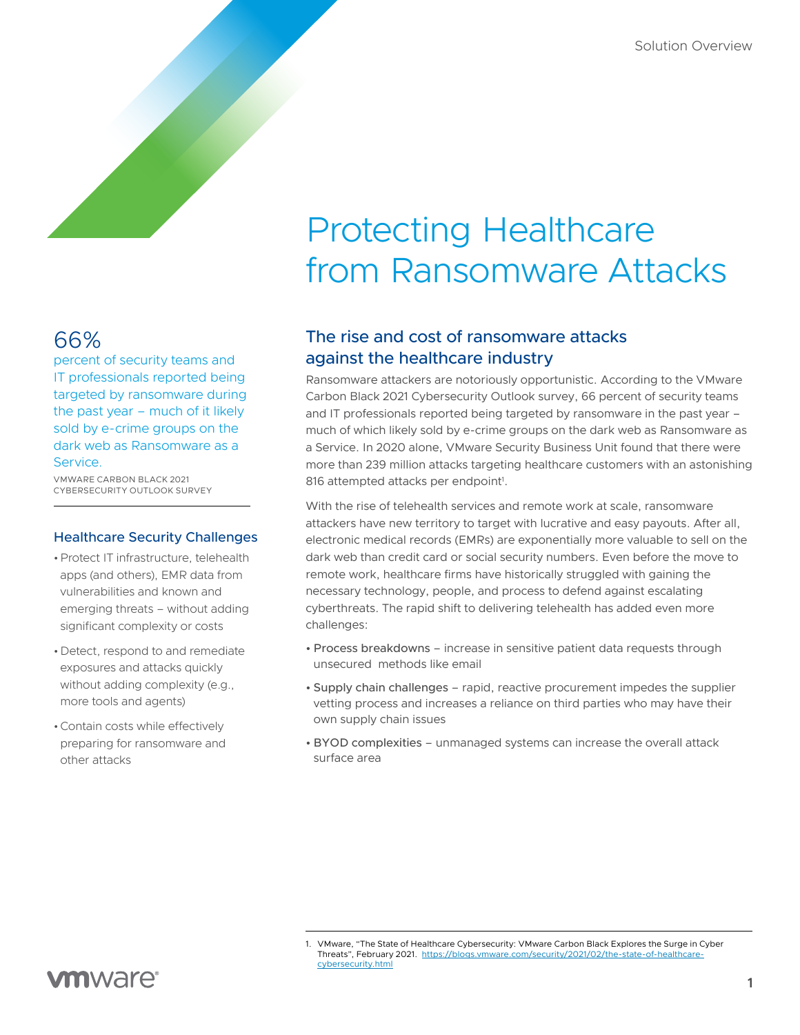# Protecting Healthcare from Ransomware Attacks

66%

percent of security teams and IT professionals reported being targeted by ransomware during the past year – much of it likely sold by e-crime groups on the dark web as Ransomware as a Service.

VMWARE CARBON BLACK 2021 CYBERSECURITY OUTLOOK SURVEY

### Healthcare Security Challenges

- Protect IT infrastructure, telehealth apps (and others), EMR data from vulnerabilities and known and emerging threats – without adding significant complexity or costs
- Detect, respond to and remediate exposures and attacks quickly without adding complexity (e.g., more tools and agents)
- Contain costs while effectively preparing for ransomware and other attacks

## The rise and cost of ransomware attacks against the healthcare industry

Ransomware attackers are notoriously opportunistic. According to the VMware Carbon Black 2021 Cybersecurity Outlook survey, 66 percent of security teams and IT professionals reported being targeted by ransomware in the past year – much of which likely sold by e-crime groups on the dark web as Ransomware as a Service. In 2020 alone, VMware Security Business Unit found that there were more than 239 million attacks targeting healthcare customers with an astonishing 816 attempted attacks per endpoint[1].

With the rise of telehealth services and remote work at scale, ransomware attackers have new territory to target with lucrative and easy payouts. After all, electronic medical records (EMRs) are exponentially more valuable to sell on the dark web than credit card or social security numbers. Even before the move to remote work, healthcare firms have historically struggled with gaining the necessary technology, people, and process to defend against escalating cyberthreats. The rapid shift to delivering telehealth has added even more challenges:

- Process breakdowns – increase in sensitive patient data requests through unsecured methods like email
- Supply chain challenges – rapid, reactive procurement impedes the supplier vetting process and increases a reliance on third parties who may have their own supply chain issues
- BYOD complexities – unmanaged systems can increase the overall attack surface area

1. VMware, "The State of Healthcare Cybersecurity: VMware Carbon Black Explores the Surge in Cyber Threats", February 2021. https://blogs.vmware.com/security/2021/02/the-state-of-healthcare-cybersecurity.html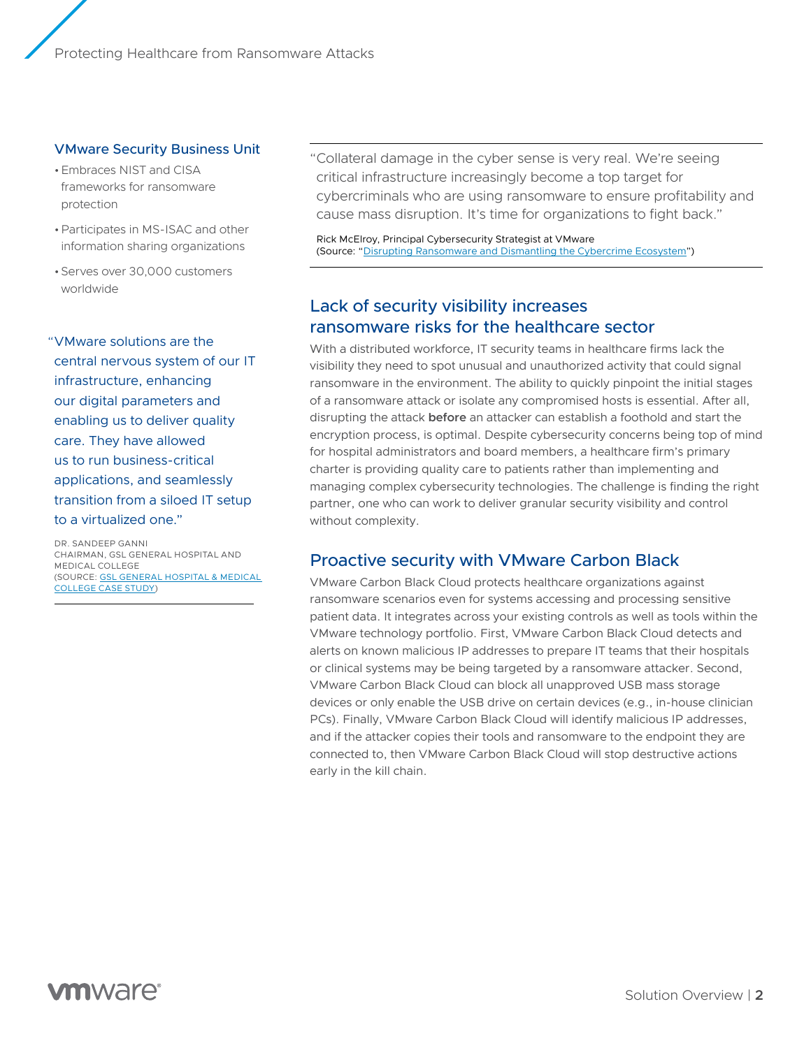### VMware Security Business Unit

- Embraces NIST and CISA frameworks for ransomware protection
- Participates in MS-ISAC and other information sharing organizations
- Serves over 30,000 customers worldwide

> "VMware solutions are the central nervous system of our IT infrastructure, enhancing our digital parameters and enabling us to deliver quality care. They have allowed us to run business-critical applications, and seamlessly transition from a siloed IT setup to a virtualized one."

DR. SANDEEP GANNI
CHAIRMAN, GSL GENERAL HOSPITAL AND MEDICAL COLLEGE
(SOURCE: GSL GENERAL HOSPITAL & MEDICAL COLLEGE CASE STUDY)

---

> "Collateral damage in the cyber sense is very real. We're seeing critical infrastructure increasingly become a top target for cybercriminals who are using ransomware to ensure profitability and cause mass disruption. It's time for organizations to fight back."

Rick McElroy, Principal Cybersecurity Strategist at VMware
(Source: "Disrupting Ransomware and Dismantling the Cybercrime Ecosystem")

## Lack of security visibility increases ransomware risks for the healthcare sector

With a distributed workforce, IT security teams in healthcare firms lack the visibility they need to spot unusual and unauthorized activity that could signal ransomware in the environment. The ability to quickly pinpoint the initial stages of a ransomware attack or isolate any compromised hosts is essential. After all, disrupting the attack **before** an attacker can establish a foothold and start the encryption process, is optimal. Despite cybersecurity concerns being top of mind for hospital administrators and board members, a healthcare firm's primary charter is providing quality care to patients rather than implementing and managing complex cybersecurity technologies. The challenge is finding the right partner, one who can work to deliver granular security visibility and control without complexity.

## Proactive security with VMware Carbon Black

VMware Carbon Black Cloud protects healthcare organizations against ransomware scenarios even for systems accessing and processing sensitive patient data. It integrates across your existing controls as well as tools within the VMware technology portfolio. First, VMware Carbon Black Cloud detects and alerts on known malicious IP addresses to prepare IT teams that their hospitals or clinical systems may be being targeted by a ransomware attacker. Second, VMware Carbon Black Cloud can block all unapproved USB mass storage devices or only enable the USB drive on certain devices (e.g., in-house clinician PCs). Finally, VMware Carbon Black Cloud will identify malicious IP addresses, and if the attacker copies their tools and ransomware to the endpoint they are connected to, then VMware Carbon Black Cloud will stop destructive actions early in the kill chain.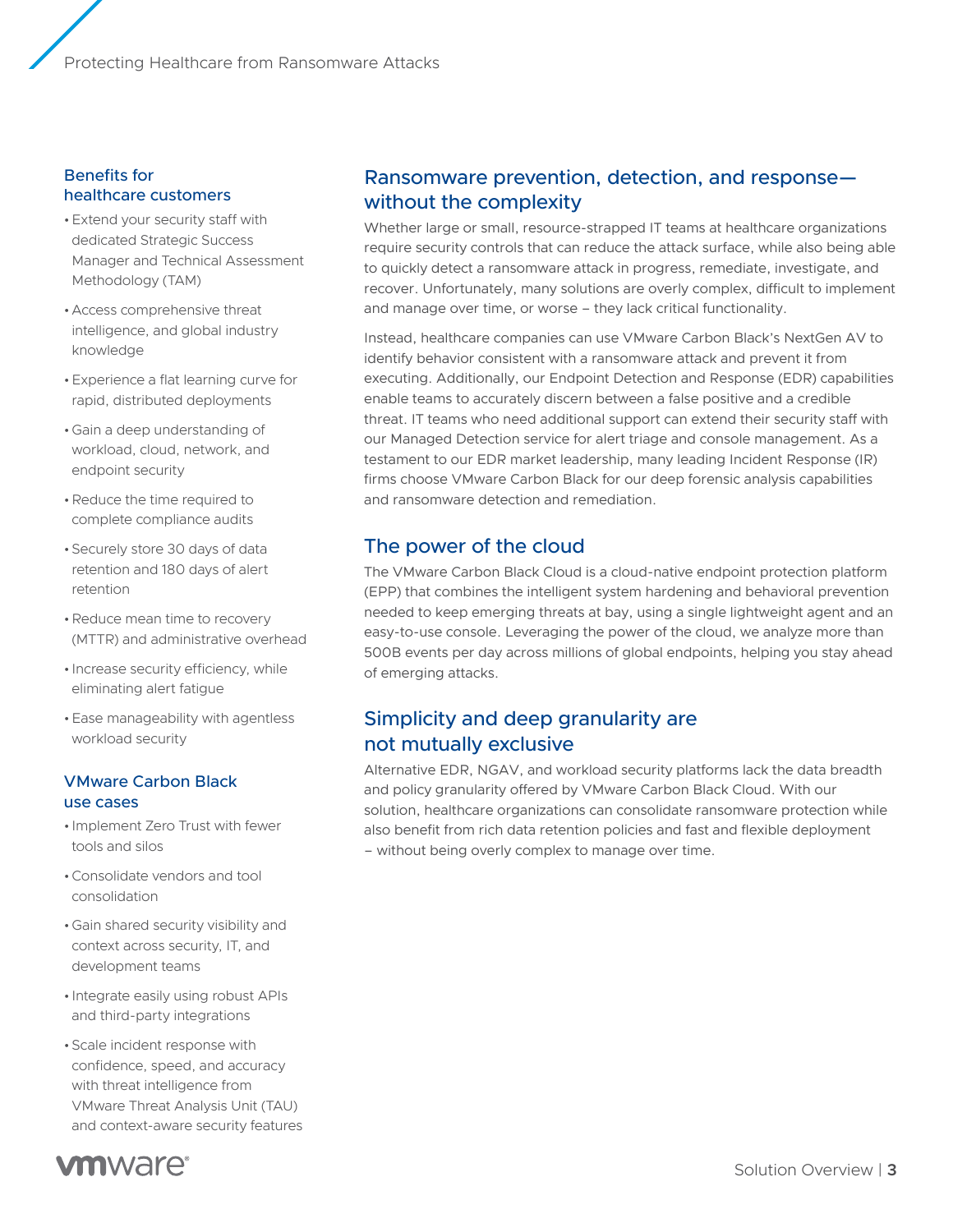## Benefits for healthcare customers

- Extend your security staff with dedicated Strategic Success Manager and Technical Assessment Methodology (TAM)
- Access comprehensive threat intelligence, and global industry knowledge
- Experience a flat learning curve for rapid, distributed deployments
- Gain a deep understanding of workload, cloud, network, and endpoint security
- Reduce the time required to complete compliance audits
- Securely store 30 days of data retention and 180 days of alert retention
- Reduce mean time to recovery (MTTR) and administrative overhead
- Increase security efficiency, while eliminating alert fatigue
- Ease manageability with agentless workload security

## VMware Carbon Black use cases

- Implement Zero Trust with fewer tools and silos
- Consolidate vendors and tool consolidation
- Gain shared security visibility and context across security, IT, and development teams
- Integrate easily using robust APIs and third-party integrations
- Scale incident response with confidence, speed, and accuracy with threat intelligence from VMware Threat Analysis Unit (TAU) and context-aware security features

## Ransomware prevention, detection, and response—without the complexity

Whether large or small, resource-strapped IT teams at healthcare organizations require security controls that can reduce the attack surface, while also being able to quickly detect a ransomware attack in progress, remediate, investigate, and recover. Unfortunately, many solutions are overly complex, difficult to implement and manage over time, or worse – they lack critical functionality.

Instead, healthcare companies can use VMware Carbon Black's NextGen AV to identify behavior consistent with a ransomware attack and prevent it from executing. Additionally, our Endpoint Detection and Response (EDR) capabilities enable teams to accurately discern between a false positive and a credible threat. IT teams who need additional support can extend their security staff with our Managed Detection service for alert triage and console management. As a testament to our EDR market leadership, many leading Incident Response (IR) firms choose VMware Carbon Black for our deep forensic analysis capabilities and ransomware detection and remediation.

## The power of the cloud

The VMware Carbon Black Cloud is a cloud-native endpoint protection platform (EPP) that combines the intelligent system hardening and behavioral prevention needed to keep emerging threats at bay, using a single lightweight agent and an easy-to-use console. Leveraging the power of the cloud, we analyze more than 500B events per day across millions of global endpoints, helping you stay ahead of emerging attacks.

## Simplicity and deep granularity are not mutually exclusive

Alternative EDR, NGAV, and workload security platforms lack the data breadth and policy granularity offered by VMware Carbon Black Cloud. With our solution, healthcare organizations can consolidate ransomware protection while also benefit from rich data retention policies and fast and flexible deployment – without being overly complex to manage over time.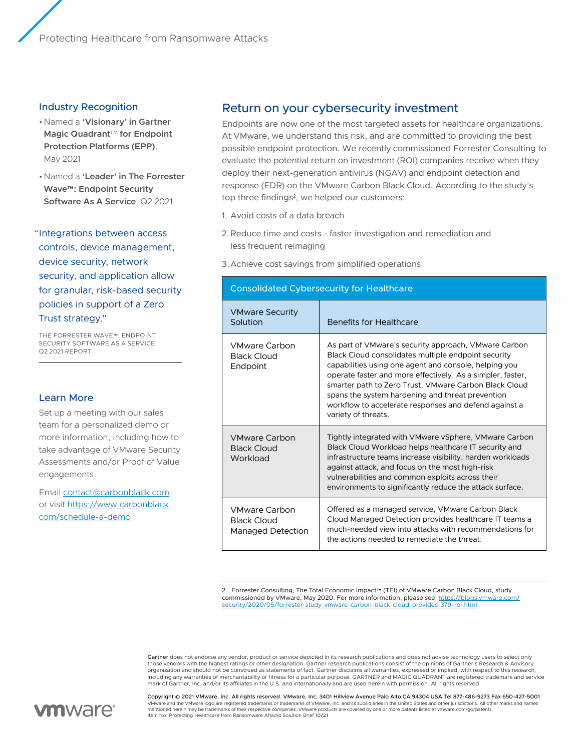## Industry Recognition

- Named a **'Visionary' in Gartner Magic Quadrant™ for Endpoint Protection Platforms (EPP)**, May 2021
- Named a **'Leader' in The Forrester Wave™: Endpoint Security Software As A Service**, Q2 2021

> "Integrations between access controls, device management, device security, network security, and application allow for granular, risk-based security policies in support of a Zero Trust strategy."

THE FORRESTER WAVE™: ENDPOINT SECURITY SOFTWARE AS A SERVICE, Q2 2021 REPORT

## Learn More

Set up a meeting with our sales team for a personalized demo or more information, including how to take advantage of VMware Security Assessments and/or Proof of Value engagements.

Email contact@carbonblack.com or visit https://www.carbonblack.com/schedule-a-demo

## Return on your cybersecurity investment

Endpoints are now one of the most targeted assets for healthcare organizations. At VMware, we understand this risk, and are committed to providing the best possible endpoint protection. We recently commissioned Forrester Consulting to evaluate the potential return on investment (ROI) companies receive when they deploy their next-generation antivirus (NGAV) and endpoint detection and response (EDR) on the VMware Carbon Black Cloud. According to the study's top three findings[2], we helped our customers:

1. Avoid costs of a data breach
2. Reduce time and costs - faster investigation and remediation and less frequent reimaging
3. Achieve cost savings from simplified operations

**Consolidated Cybersecurity for Healthcare**

| VMware Security Solution | Benefits for Healthcare |
|---|---|
| VMware Carbon Black Cloud Endpoint | As part of VMware's security approach, VMware Carbon Black Cloud consolidates multiple endpoint security capabilities using one agent and console, helping you operate faster and more effectively. As a simpler, faster, smarter path to Zero Trust, VMware Carbon Black Cloud spans the system hardening and threat prevention workflow to accelerate responses and defend against a variety of threats. |
| VMware Carbon Black Cloud Workload | Tightly integrated with VMware vSphere, VMware Carbon Black Cloud Workload helps healthcare IT security and infrastructure teams increase visibility, harden workloads against attack, and focus on the most high-risk vulnerabilities and common exploits across their environments to significantly reduce the attack surface. |
| VMware Carbon Black Cloud Managed Detection | Offered as a managed service, VMware Carbon Black Cloud Managed Detection provides healthcare IT teams a much-needed view into attacks with recommendations for the actions needed to remediate the threat. |

2. Forrester Consulting, The Total Economic Impact™ (TEI) of VMware Carbon Black Cloud, study commissioned by VMware, May 2020. For more information, please see: https://blogs.vmware.com/security/2020/05/forrester-study-vmware-carbon-black-cloud-provides-379-roi.html

**Gartner** does not endorse any vendor, product or service depicted in its research publications and does not advise technology users to select only those vendors with the highest ratings or other designation. Gartner research publications consist of the opinions of Gartner's Research & Advisory organization and should not be construed as statements of fact. Gartner disclaims all warranties, expressed or implied, with respect to this research, including any warranties of merchantability or fitness for a particular purpose. GARTNER and MAGIC QUADRANT are registered trademark and service mark of Gartner, Inc. and/or its affiliates in the U.S. and internationally and are used herein with permission. All rights reserved.

**Copyright © 2021 VMware, Inc. All rights reserved. VMware, Inc. 3401 Hillview Avenue Palo Alto CA 94304 USA Tel 877-486-9273 Fax 650-427-5001**
VMware and the VMware logo are registered trademarks or trademarks of VMware, Inc. and its subsidiaries in the United States and other jurisdictions. All other marks and names mentioned herein may be trademarks of their respective companies. VMware products are covered by one or more patents listed at vmware.com/go/patents.
Item No: Protecting Healthcare from Ransomware Attacks Solution Brief 10/21